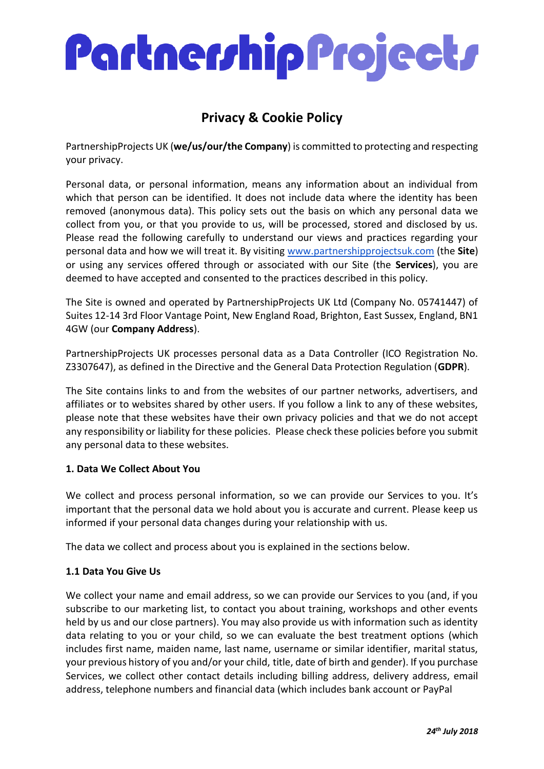# PartnershipProjects

## Privacy & Cookie Policy

PartnershipProjects UK (**we/us/our/the Company**) is committed to protecting and respecting your privacy.

Personal data, or personal information, means any information about an individual from which that person can be identified. It does not include data where the identity has been removed (anonymous data). This policy sets out the basis on which any personal data we collect from you, or that you provide to us, will be processed, stored and disclosed by us. Please read the following carefully to understand our views and practices regarding your personal data and how we will treat it. By visiting [www.partnershipprojectsuk.com](www.partnershipprojectsuk.com) (the **Site**) or using any services offered through or associated with our Site (the **Services**), you are deemed to have accepted and consented to the practices described in this policy.

The Site is owned and operated by PartnershipProjects UK Ltd (Company No. 05741447) of Suites 12-14 3rd Floor Vantage Point, New England Road, Brighton, East Sussex, England, BN1 4GW (our **Company Address**).

PartnershipProjects UK processes personal data as a Data Controller (ICO Registration No. Z3307647), as defined in the Directive and the General Data Protection Regulation (**GDPR**).

The Site contains links to and from the websites of our partner networks, advertisers, and affiliates or to websites shared by other users. If you follow a link to any of these websites, please note that these websites have their own privacy policies and that we do not accept any responsibility or liability for these policies. Please check these policies before you submit any personal data to these websites.

### 1. Data We Collect About You

We collect and process personal information, so we can provide our Services to you. It's important that the personal data we hold about you is accurate and current. Please keep us informed if your personal data changes during your relationship with us.

The data we collect and process about you is explained in the sections below.

### 1.1 Data You Give Us

We collect your name and email address, so we can provide our Services to you (and, if you subscribe to our marketing list, to contact you about training, workshops and other events held by us and our close partners). You may also provide us with information such as identity data relating to you or your child, so we can evaluate the best treatment options (which includes first name, maiden name, last name, username or similar identifier, marital status, your previous history of you and/or your child, title, date of birth and gender). If you purchase Services, we collect other contact details including billing address, delivery address, email address, telephone numbers and financial data (which includes bank account or PayPal

*24th July 2018*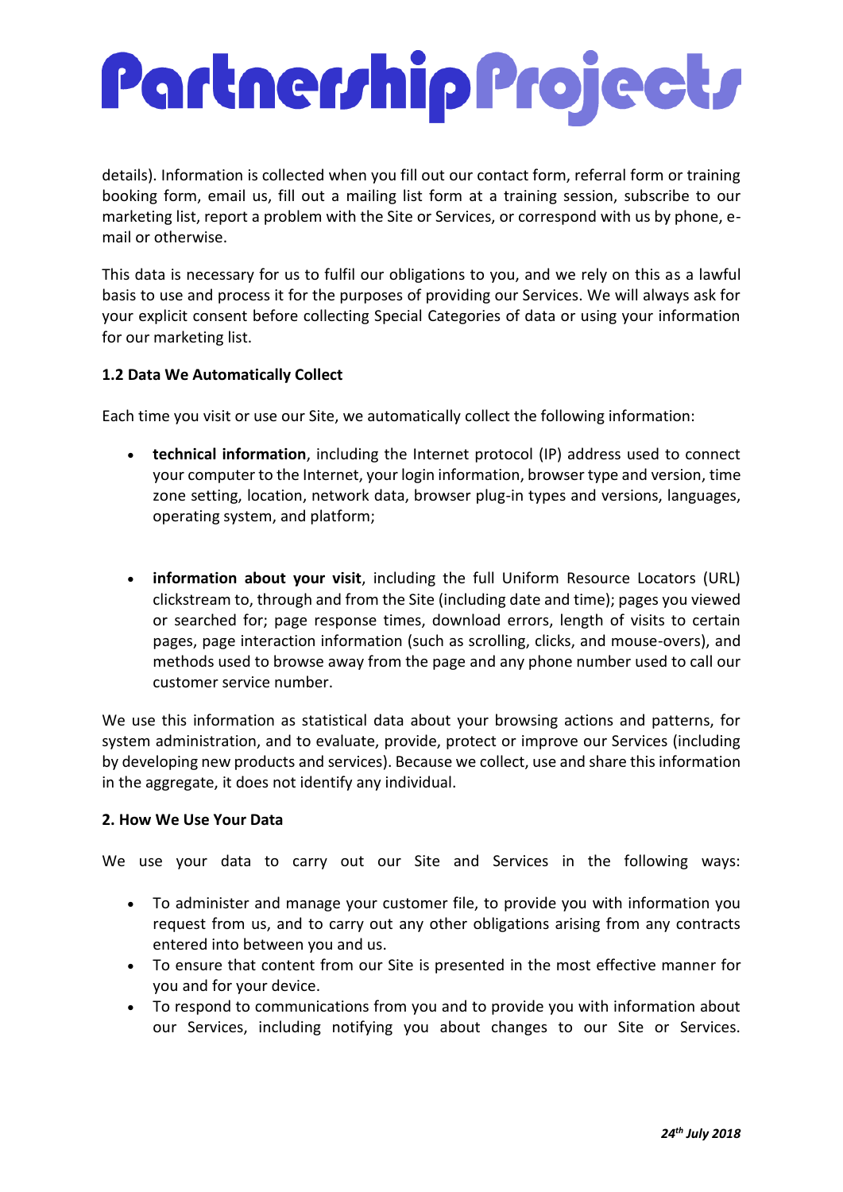details). Information is collected when you fill out our contact form, referral form or training booking form, email us, fill out a mailing list form at a training session, subscribe to our marketing list, report a problem with the Site or Services, or correspond with us by phone, e-mail or otherwise.

This data is necessary for us to fulfil our obligations to you, and we rely on this as a lawful basis to use and process it for the purposes of providing our Services. We will always ask for your explicit consent before collecting Special Categories of data or using your information for our marketing list.

**1.2 Data We Automatically Collect**

Each time you visit or use our Site, we automatically collect the following information:

- **technical information**, including the Internet protocol (IP) address used to connect your computer to the Internet, your login information, browser type and version, time zone setting, location, network data, browser plug-in types and versions, languages, operating system, and platform;

- **information about your visit**, including the full Uniform Resource Locators (URL) clickstream to, through and from the Site (including date and time); pages you viewed or searched for; page response times, download errors, length of visits to certain pages, page interaction information (such as scrolling, clicks, and mouse-overs), and methods used to browse away from the page and any phone number used to call our customer service number.

We use this information as statistical data about your browsing actions and patterns, for system administration, and to evaluate, provide, protect or improve our Services (including by developing new products and services). Because we collect, use and share this information in the aggregate, it does not identify any individual.

**2. How We Use Your Data**

We use your data to carry out our Site and Services in the following ways:

- To administer and manage your customer file, to provide you with information you request from us, and to carry out any other obligations arising from any contracts entered into between you and us.
- To ensure that content from our Site is presented in the most effective manner for you and for your device.
- To respond to communications from you and to provide you with information about our Services, including notifying you about changes to our Site or Services.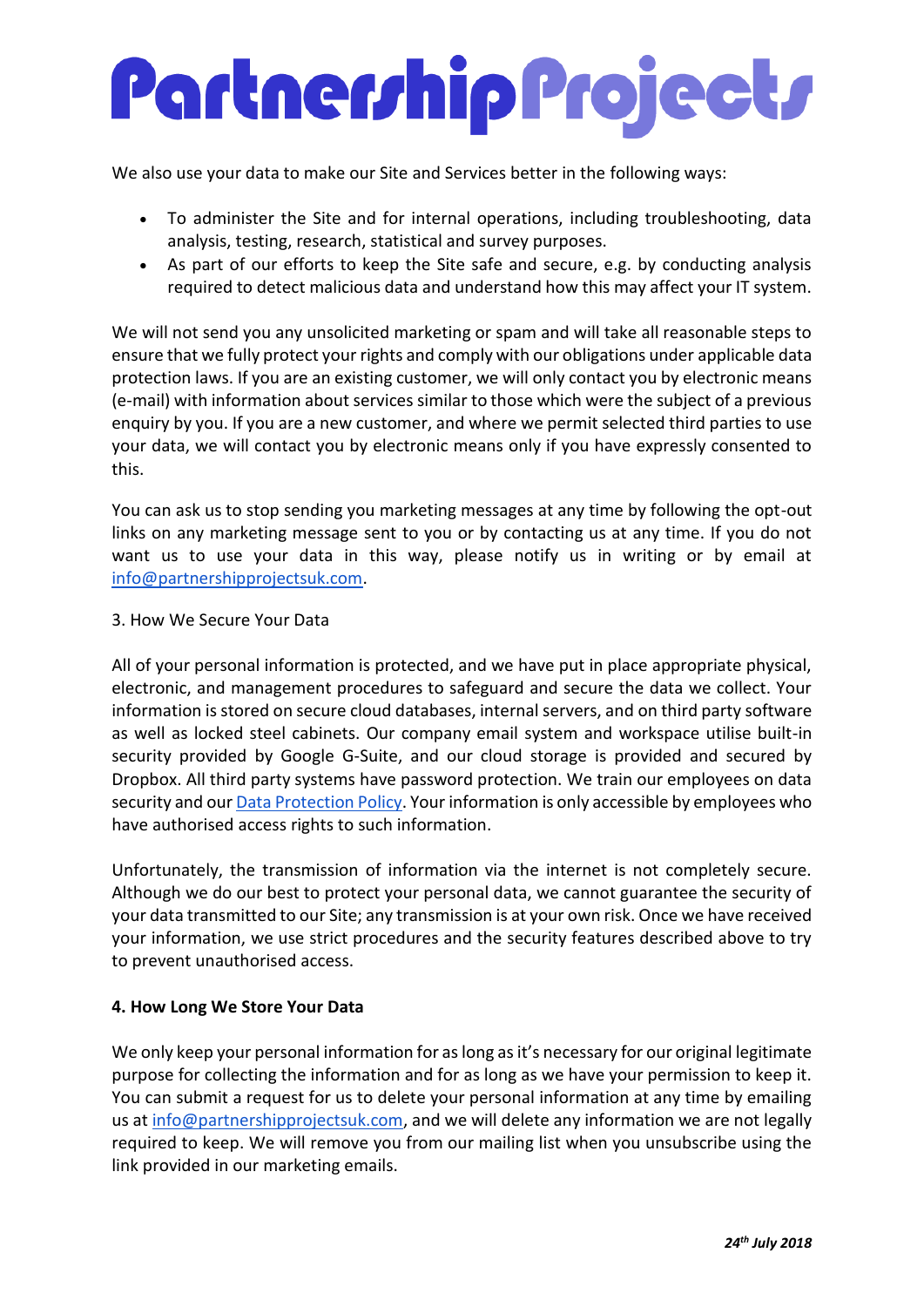We also use your data to make our Site and Services better in the following ways:

- To administer the Site and for internal operations, including troubleshooting, data analysis, testing, research, statistical and survey purposes.
- As part of our efforts to keep the Site safe and secure, e.g. by conducting analysis required to detect malicious data and understand how this may affect your IT system.

We will not send you any unsolicited marketing or spam and will take all reasonable steps to ensure that we fully protect your rights and comply with our obligations under applicable data protection laws. If you are an existing customer, we will only contact you by electronic means (e-mail) with information about services similar to those which were the subject of a previous enquiry by you. If you are a new customer, and where we permit selected third parties to use your data, we will contact you by electronic means only if you have expressly consented to this.

You can ask us to stop sending you marketing messages at any time by following the opt-out links on any marketing message sent to you or by contacting us at any time. If you do not want us to use your data in this way, please notify us in writing or by email at info@partnershipprojectsuk.com.

3. How We Secure Your Data

All of your personal information is protected, and we have put in place appropriate physical, electronic, and management procedures to safeguard and secure the data we collect. Your information is stored on secure cloud databases, internal servers, and on third party software as well as locked steel cabinets. Our company email system and workspace utilise built-in security provided by Google G-Suite, and our cloud storage is provided and secured by Dropbox. All third party systems have password protection. We train our employees on data security and our Data Protection Policy. Your information is only accessible by employees who have authorised access rights to such information.

Unfortunately, the transmission of information via the internet is not completely secure. Although we do our best to protect your personal data, we cannot guarantee the security of your data transmitted to our Site; any transmission is at your own risk. Once we have received your information, we use strict procedures and the security features described above to try to prevent unauthorised access.

**4. How Long We Store Your Data**

We only keep your personal information for as long as it's necessary for our original legitimate purpose for collecting the information and for as long as we have your permission to keep it. You can submit a request for us to delete your personal information at any time by emailing us at info@partnershipprojectsuk.com, and we will delete any information we are not legally required to keep. We will remove you from our mailing list when you unsubscribe using the link provided in our marketing emails.

***24th July 2018***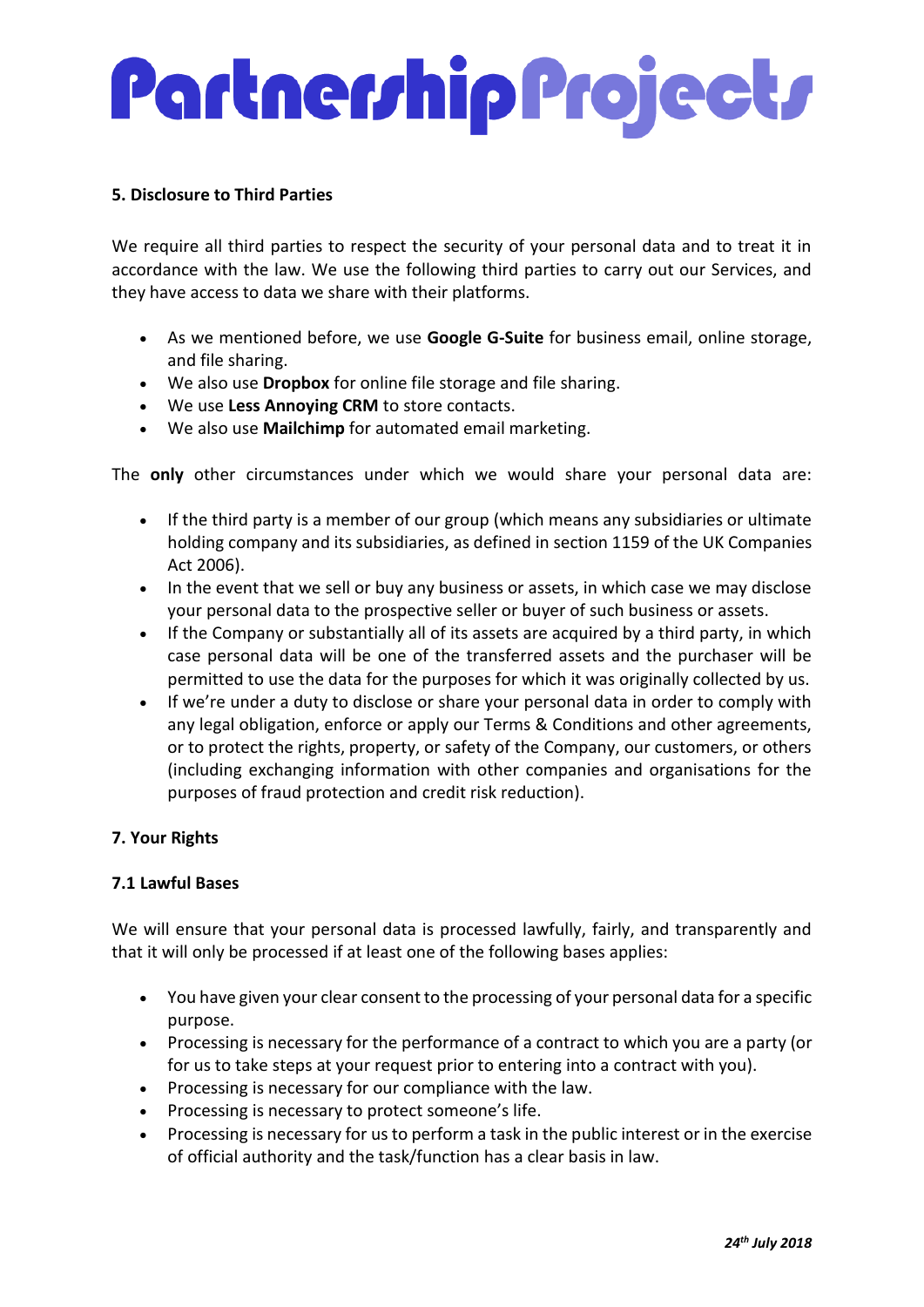**5. Disclosure to Third Parties**

We require all third parties to respect the security of your personal data and to treat it in accordance with the law. We use the following third parties to carry out our Services, and they have access to data we share with their platforms.

- As we mentioned before, we use **Google G-Suite** for business email, online storage, and file sharing.
- We also use **Dropbox** for online file storage and file sharing.
- We use **Less Annoying CRM** to store contacts.
- We also use **Mailchimp** for automated email marketing.

The **only** other circumstances under which we would share your personal data are:

- If the third party is a member of our group (which means any subsidiaries or ultimate holding company and its subsidiaries, as defined in section 1159 of the UK Companies Act 2006).
- In the event that we sell or buy any business or assets, in which case we may disclose your personal data to the prospective seller or buyer of such business or assets.
- If the Company or substantially all of its assets are acquired by a third party, in which case personal data will be one of the transferred assets and the purchaser will be permitted to use the data for the purposes for which it was originally collected by us.
- If we're under a duty to disclose or share your personal data in order to comply with any legal obligation, enforce or apply our Terms & Conditions and other agreements, or to protect the rights, property, or safety of the Company, our customers, or others (including exchanging information with other companies and organisations for the purposes of fraud protection and credit risk reduction).

**7. Your Rights**

**7.1 Lawful Bases**

We will ensure that your personal data is processed lawfully, fairly, and transparently and that it will only be processed if at least one of the following bases applies:

- You have given your clear consent to the processing of your personal data for a specific purpose.
- Processing is necessary for the performance of a contract to which you are a party (or for us to take steps at your request prior to entering into a contract with you).
- Processing is necessary for our compliance with the law.
- Processing is necessary to protect someone's life.
- Processing is necessary for us to perform a task in the public interest or in the exercise of official authority and the task/function has a clear basis in law.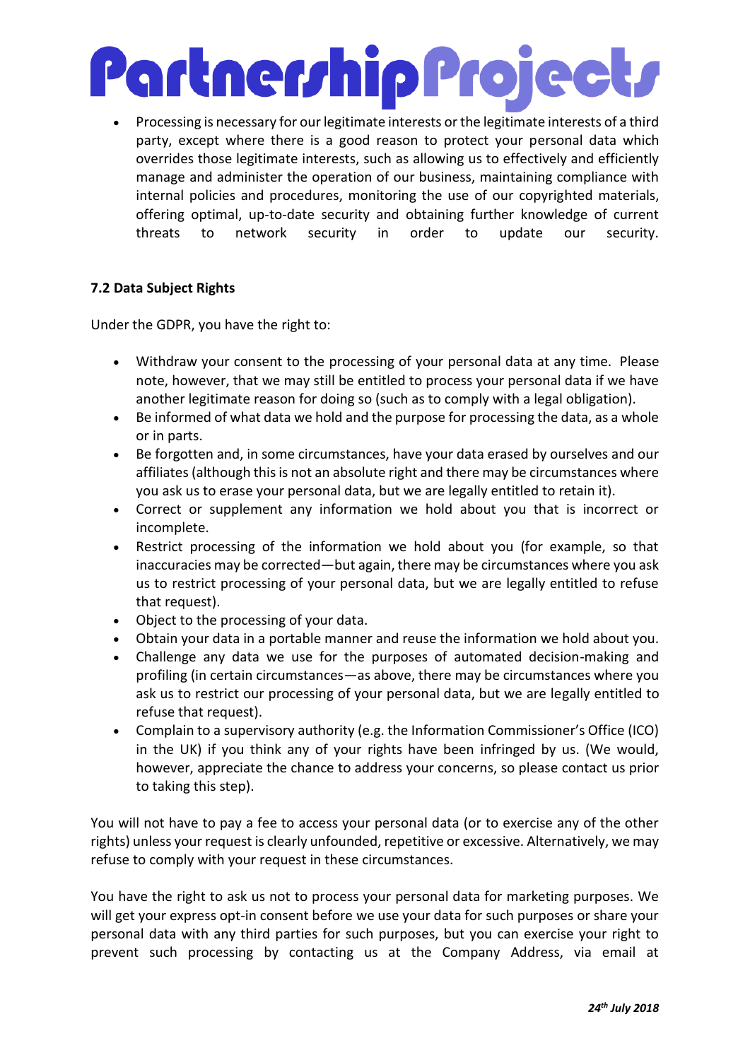- Processing is necessary for our legitimate interests or the legitimate interests of a third party, except where there is a good reason to protect your personal data which overrides those legitimate interests, such as allowing us to effectively and efficiently manage and administer the operation of our business, maintaining compliance with internal policies and procedures, monitoring the use of our copyrighted materials, offering optimal, up-to-date security and obtaining further knowledge of current threats to network security in order to update our security.

**7.2 Data Subject Rights**

Under the GDPR, you have the right to:

- Withdraw your consent to the processing of your personal data at any time. Please note, however, that we may still be entitled to process your personal data if we have another legitimate reason for doing so (such as to comply with a legal obligation).
- Be informed of what data we hold and the purpose for processing the data, as a whole or in parts.
- Be forgotten and, in some circumstances, have your data erased by ourselves and our affiliates (although this is not an absolute right and there may be circumstances where you ask us to erase your personal data, but we are legally entitled to retain it).
- Correct or supplement any information we hold about you that is incorrect or incomplete.
- Restrict processing of the information we hold about you (for example, so that inaccuracies may be corrected—but again, there may be circumstances where you ask us to restrict processing of your personal data, but we are legally entitled to refuse that request).
- Object to the processing of your data.
- Obtain your data in a portable manner and reuse the information we hold about you.
- Challenge any data we use for the purposes of automated decision-making and profiling (in certain circumstances—as above, there may be circumstances where you ask us to restrict our processing of your personal data, but we are legally entitled to refuse that request).
- Complain to a supervisory authority (e.g. the Information Commissioner's Office (ICO) in the UK) if you think any of your rights have been infringed by us. (We would, however, appreciate the chance to address your concerns, so please contact us prior to taking this step).

You will not have to pay a fee to access your personal data (or to exercise any of the other rights) unless your request is clearly unfounded, repetitive or excessive. Alternatively, we may refuse to comply with your request in these circumstances.

You have the right to ask us not to process your personal data for marketing purposes. We will get your express opt-in consent before we use your data for such purposes or share your personal data with any third parties for such purposes, but you can exercise your right to prevent such processing by contacting us at the Company Address, via email at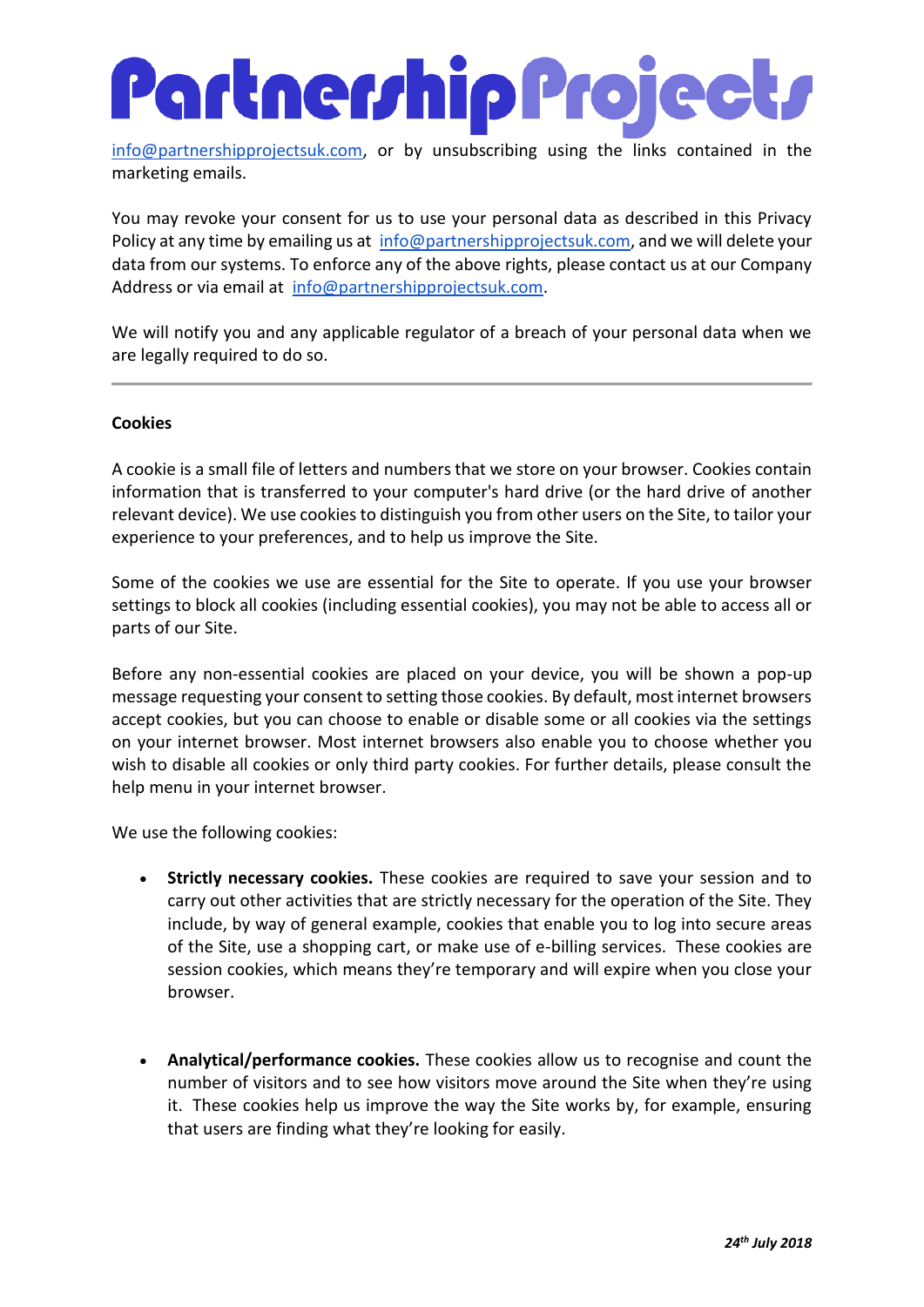info@partnershipprojectsuk.com, or by unsubscribing using the links contained in the marketing emails.

You may revoke your consent for us to use your personal data as described in this Privacy Policy at any time by emailing us at info@partnershipprojectsuk.com, and we will delete your data from our systems. To enforce any of the above rights, please contact us at our Company Address or via email at info@partnershipprojectsuk.com.

We will notify you and any applicable regulator of a breach of your personal data when we are legally required to do so.

---

**Cookies**

A cookie is a small file of letters and numbers that we store on your browser. Cookies contain information that is transferred to your computer's hard drive (or the hard drive of another relevant device). We use cookies to distinguish you from other users on the Site, to tailor your experience to your preferences, and to help us improve the Site.

Some of the cookies we use are essential for the Site to operate. If you use your browser settings to block all cookies (including essential cookies), you may not be able to access all or parts of our Site.

Before any non-essential cookies are placed on your device, you will be shown a pop-up message requesting your consent to setting those cookies. By default, most internet browsers accept cookies, but you can choose to enable or disable some or all cookies via the settings on your internet browser. Most internet browsers also enable you to choose whether you wish to disable all cookies or only third party cookies. For further details, please consult the help menu in your internet browser.

We use the following cookies:

- **Strictly necessary cookies.** These cookies are required to save your session and to carry out other activities that are strictly necessary for the operation of the Site. They include, by way of general example, cookies that enable you to log into secure areas of the Site, use a shopping cart, or make use of e-billing services. These cookies are session cookies, which means they're temporary and will expire when you close your browser.

- **Analytical/performance cookies.** These cookies allow us to recognise and count the number of visitors and to see how visitors move around the Site when they're using it. These cookies help us improve the way the Site works by, for example, ensuring that users are finding what they're looking for easily.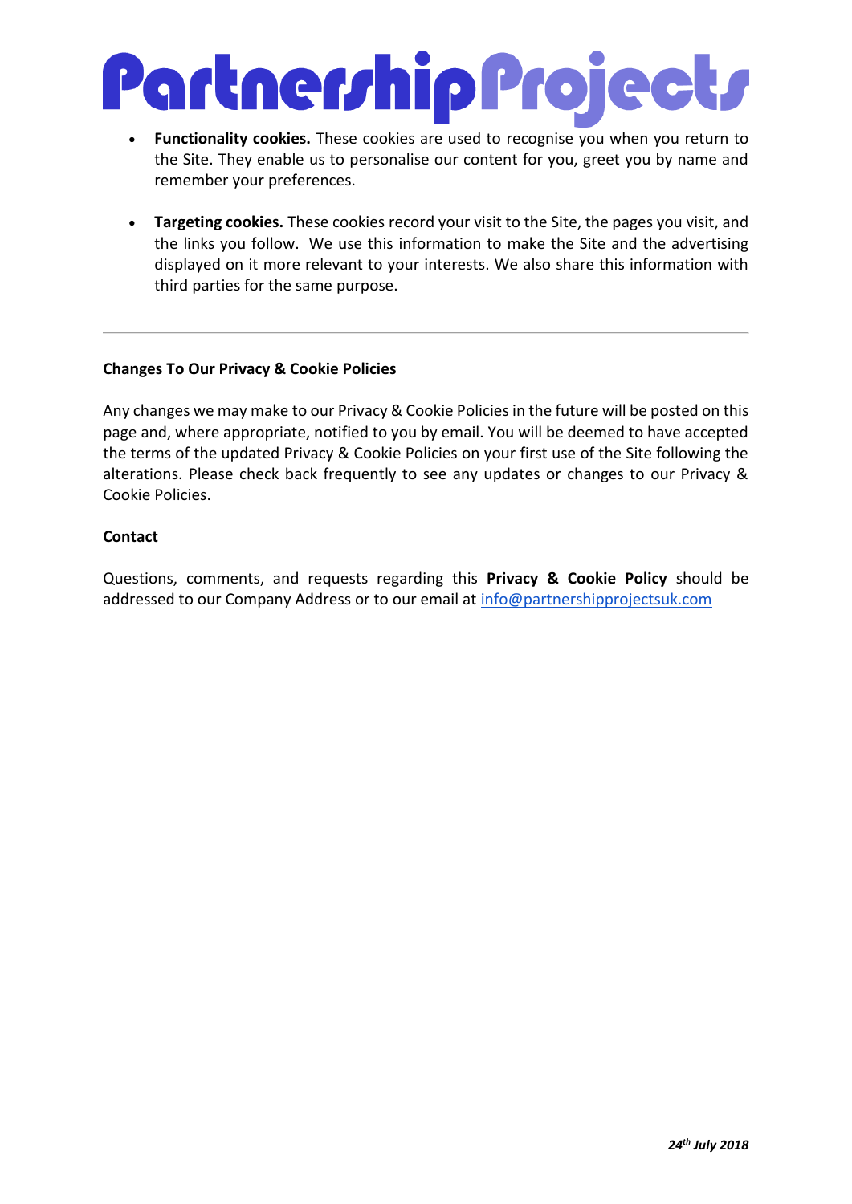- **Functionality cookies.** These cookies are used to recognise you when you return to the Site. They enable us to personalise our content for you, greet you by name and remember your preferences.

- **Targeting cookies.** These cookies record your visit to the Site, the pages you visit, and the links you follow. We use this information to make the Site and the advertising displayed on it more relevant to your interests. We also share this information with third parties for the same purpose.

---

**Changes To Our Privacy & Cookie Policies**

Any changes we may make to our Privacy & Cookie Policies in the future will be posted on this page and, where appropriate, notified to you by email. You will be deemed to have accepted the terms of the updated Privacy & Cookie Policies on your first use of the Site following the alterations. Please check back frequently to see any updates or changes to our Privacy & Cookie Policies.

**Contact**

Questions, comments, and requests regarding this **Privacy & Cookie Policy** should be addressed to our Company Address or to our email at info@partnershipprojectsuk.com

***24th July 2018***